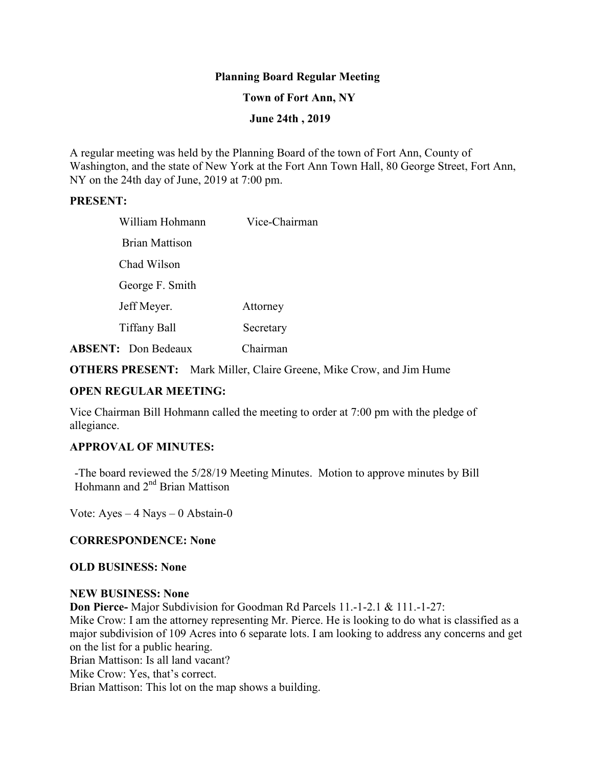**Planning Board Regular Meeting**

**Town of Fort Ann, NY**

**June 24th , 2019**

A regular meeting was held by the Planning Board of the town of Fort Ann, County of Washington, and the state of New York at the Fort Ann Town Hall, 80 George Street, Fort Ann, NY on the 24th day of June, 2019 at 7:00 pm.

**PRESENT:**

| | |
|---|---|
| William Hohmann | Vice-Chairman |
| Brian Mattison | |
| Chad Wilson | |
| George F. Smith | |
| Jeff Meyer. | Attorney |
| Tiffany Ball | Secretary |

**ABSENT:** Don Bedeaux Chairman

**OTHERS PRESENT:** Mark Miller, Claire Greene, Mike Crow, and Jim Hume

**OPEN REGULAR MEETING:**

Vice Chairman Bill Hohmann called the meeting to order at 7:00 pm with the pledge of allegiance.

**APPROVAL OF MINUTES:**

-The board reviewed the 5/28/19 Meeting Minutes. Motion to approve minutes by Bill Hohmann and 2nd Brian Mattison

Vote: Ayes – 4 Nays – 0 Abstain-0

**CORRESPONDENCE: None**

**OLD BUSINESS: None**

**NEW BUSINESS: None**

**Don Pierce-** Major Subdivision for Goodman Rd Parcels 11.-1-2.1 & 111.-1-27:

Mike Crow: I am the attorney representing Mr. Pierce. He is looking to do what is classified as a major subdivision of 109 Acres into 6 separate lots. I am looking to address any concerns and get on the list for a public hearing.

Brian Mattison: Is all land vacant?

Mike Crow: Yes, that's correct.

Brian Mattison: This lot on the map shows a building.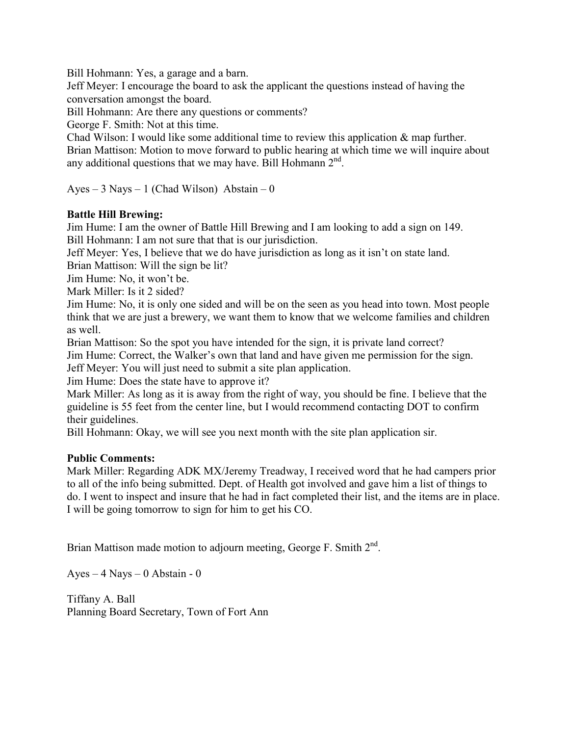Bill Hohmann: Yes, a garage and a barn.
Jeff Meyer: I encourage the board to ask the applicant the questions instead of having the conversation amongst the board.
Bill Hohmann: Are there any questions or comments?
George F. Smith: Not at this time.
Chad Wilson: I would like some additional time to review this application & map further.
Brian Mattison: Motion to move forward to public hearing at which time we will inquire about any additional questions that we may have. Bill Hohmann 2nd.

Ayes – 3 Nays – 1 (Chad Wilson) Abstain – 0

**Battle Hill Brewing:**
Jim Hume: I am the owner of Battle Hill Brewing and I am looking to add a sign on 149.
Bill Hohmann: I am not sure that that is our jurisdiction.
Jeff Meyer: Yes, I believe that we do have jurisdiction as long as it isn't on state land.
Brian Mattison: Will the sign be lit?
Jim Hume: No, it won't be.
Mark Miller: Is it 2 sided?
Jim Hume: No, it is only one sided and will be on the seen as you head into town. Most people think that we are just a brewery, we want them to know that we welcome families and children as well.
Brian Mattison: So the spot you have intended for the sign, it is private land correct?
Jim Hume: Correct, the Walker's own that land and have given me permission for the sign.
Jeff Meyer: You will just need to submit a site plan application.
Jim Hume: Does the state have to approve it?
Mark Miller: As long as it is away from the right of way, you should be fine. I believe that the guideline is 55 feet from the center line, but I would recommend contacting DOT to confirm their guidelines.
Bill Hohmann: Okay, we will see you next month with the site plan application sir.

**Public Comments:**
Mark Miller: Regarding ADK MX/Jeremy Treadway, I received word that he had campers prior to all of the info being submitted. Dept. of Health got involved and gave him a list of things to do. I went to inspect and insure that he had in fact completed their list, and the items are in place. I will be going tomorrow to sign for him to get his CO.

Brian Mattison made motion to adjourn meeting, George F. Smith 2nd.

Ayes – 4 Nays – 0 Abstain - 0

Tiffany A. Ball
Planning Board Secretary, Town of Fort Ann